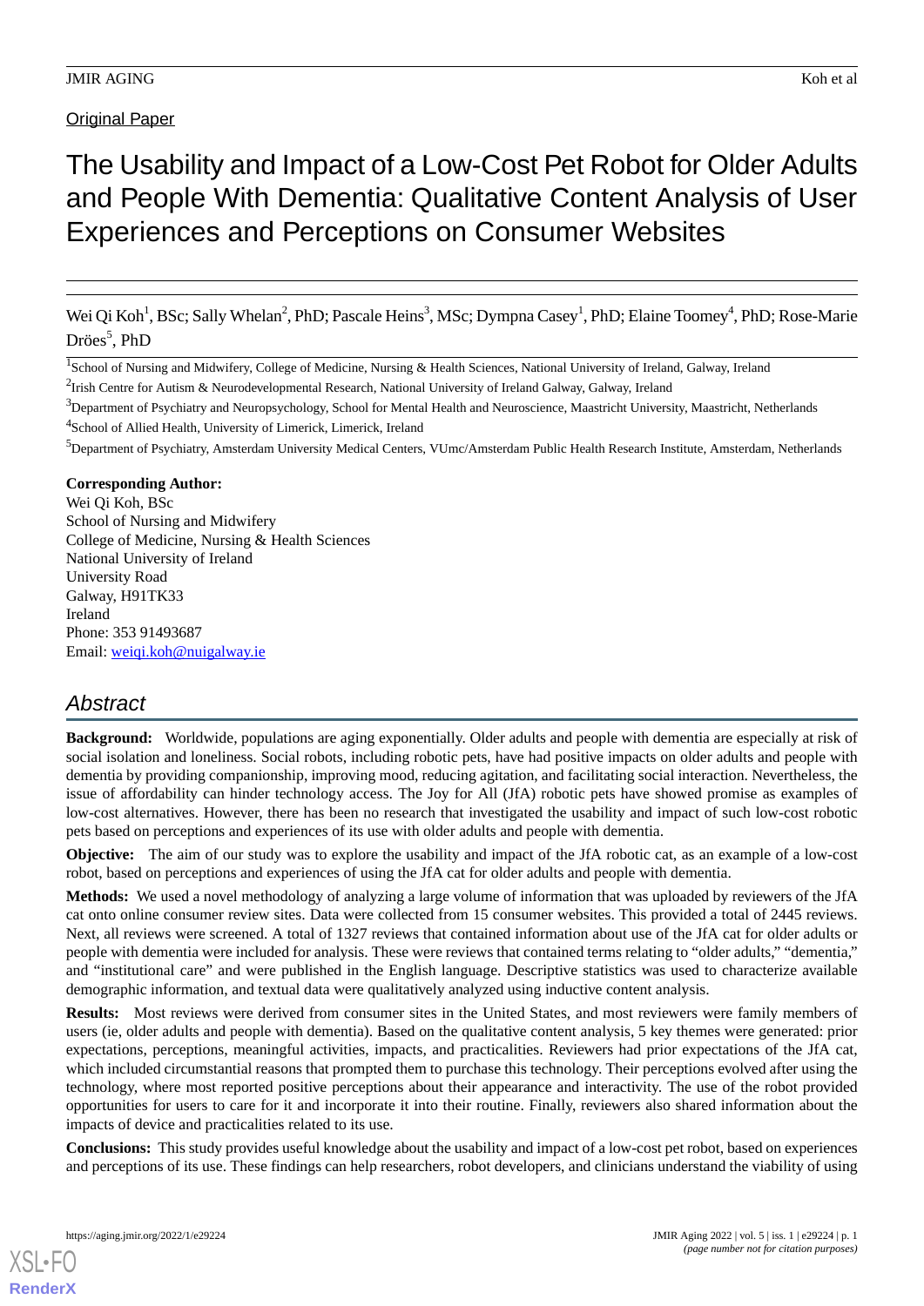Original Paper

# The Usability and Impact of a Low-Cost Pet Robot for Older Adults and People With Dementia: Qualitative Content Analysis of User Experiences and Perceptions on Consumer Websites

Wei Qi Koh[1], BSc; Sally Whelan[2], PhD; Pascale Heins[3], MSc; Dympna Casey[1], PhD; Elaine Toomey[4], PhD; Rose-Marie Dröes[5], PhD

[1]School of Nursing and Midwifery, College of Medicine, Nursing & Health Sciences, National University of Ireland, Galway, Ireland

[2]Irish Centre for Autism & Neurodevelopmental Research, National University of Ireland Galway, Galway, Ireland

[3]Department of Psychiatry and Neuropsychology, School for Mental Health and Neuroscience, Maastricht University, Maastricht, Netherlands

[4]School of Allied Health, University of Limerick, Limerick, Ireland

[5]Department of Psychiatry, Amsterdam University Medical Centers, VUmc/Amsterdam Public Health Research Institute, Amsterdam, Netherlands

**Corresponding Author:**
Wei Qi Koh, BSc
School of Nursing and Midwifery
College of Medicine, Nursing & Health Sciences
National University of Ireland
University Road
Galway, H91TK33
Ireland
Phone: 353 91493687
Email: weiqi.koh@nuigalway.ie

## Abstract

**Background:** Worldwide, populations are aging exponentially. Older adults and people with dementia are especially at risk of social isolation and loneliness. Social robots, including robotic pets, have had positive impacts on older adults and people with dementia by providing companionship, improving mood, reducing agitation, and facilitating social interaction. Nevertheless, the issue of affordability can hinder technology access. The Joy for All (JfA) robotic pets have showed promise as examples of low-cost alternatives. However, there has been no research that investigated the usability and impact of such low-cost robotic pets based on perceptions and experiences of its use with older adults and people with dementia.

**Objective:** The aim of our study was to explore the usability and impact of the JfA robotic cat, as an example of a low-cost robot, based on perceptions and experiences of using the JfA cat for older adults and people with dementia.

**Methods:** We used a novel methodology of analyzing a large volume of information that was uploaded by reviewers of the JfA cat onto online consumer review sites. Data were collected from 15 consumer websites. This provided a total of 2445 reviews. Next, all reviews were screened. A total of 1327 reviews that contained information about use of the JfA cat for older adults or people with dementia were included for analysis. These were reviews that contained terms relating to "older adults," "dementia," and "institutional care" and were published in the English language. Descriptive statistics was used to characterize available demographic information, and textual data were qualitatively analyzed using inductive content analysis.

**Results:** Most reviews were derived from consumer sites in the United States, and most reviewers were family members of users (ie, older adults and people with dementia). Based on the qualitative content analysis, 5 key themes were generated: prior expectations, perceptions, meaningful activities, impacts, and practicalities. Reviewers had prior expectations of the JfA cat, which included circumstantial reasons that prompted them to purchase this technology. Their perceptions evolved after using the technology, where most reported positive perceptions about their appearance and interactivity. The use of the robot provided opportunities for users to care for it and incorporate it into their routine. Finally, reviewers also shared information about the impacts of device and practicalities related to its use.

**Conclusions:** This study provides useful knowledge about the usability and impact of a low-cost pet robot, based on experiences and perceptions of its use. These findings can help researchers, robot developers, and clinicians understand the viability of using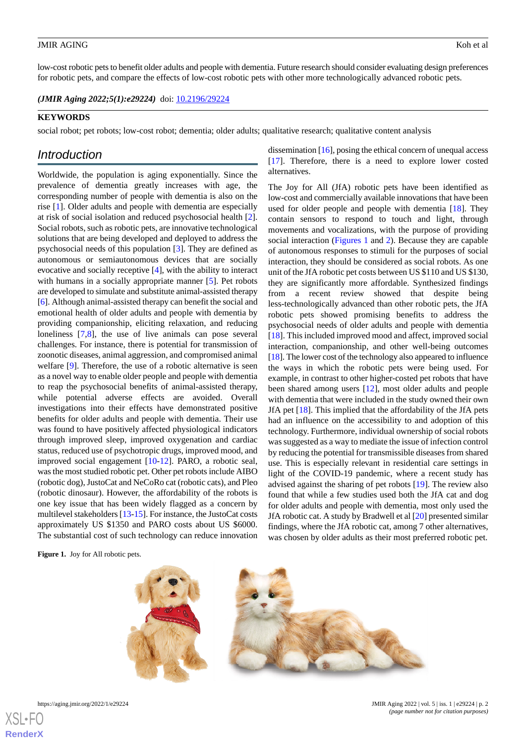low-cost robotic pets to benefit older adults and people with dementia. Future research should consider evaluating design preferences for robotic pets, and compare the effects of low-cost robotic pets with other more technologically advanced robotic pets.

***(JMIR Aging 2022;5(1):e29224)*** doi: 10.2196/29224

**KEYWORDS**

social robot; pet robots; low-cost robot; dementia; older adults; qualitative research; qualitative content analysis

## Introduction

Worldwide, the population is aging exponentially. Since the prevalence of dementia greatly increases with age, the corresponding number of people with dementia is also on the rise [1]. Older adults and people with dementia are especially at risk of social isolation and reduced psychosocial health [2]. Social robots, such as robotic pets, are innovative technological solutions that are being developed and deployed to address the psychosocial needs of this population [3]. They are defined as autonomous or semiautonomous devices that are socially evocative and socially receptive [4], with the ability to interact with humans in a socially appropriate manner [5]. Pet robots are developed to simulate and substitute animal-assisted therapy [6]. Although animal-assisted therapy can benefit the social and emotional health of older adults and people with dementia by providing companionship, eliciting relaxation, and reducing loneliness [7,8], the use of live animals can pose several challenges. For instance, there is potential for transmission of zoonotic diseases, animal aggression, and compromised animal welfare [9]. Therefore, the use of a robotic alternative is seen as a novel way to enable older people and people with dementia to reap the psychosocial benefits of animal-assisted therapy, while potential adverse effects are avoided. Overall investigations into their effects have demonstrated positive benefits for older adults and people with dementia. Their use was found to have positively affected physiological indicators through improved sleep, improved oxygenation and cardiac status, reduced use of psychotropic drugs, improved mood, and improved social engagement [10-12]. PARO, a robotic seal, was the most studied robotic pet. Other pet robots include AIBO (robotic dog), JustoCat and NeCoRo cat (robotic cats), and Pleo (robotic dinosaur). However, the affordability of the robots is one key issue that has been widely flagged as a concern by multilevel stakeholders [13-15]. For instance, the JustoCat costs approximately US $1350 and PARO costs about US $6000. The substantial cost of such technology can reduce innovation dissemination [16], posing the ethical concern of unequal access [17]. Therefore, there is a need to explore lower costed alternatives.

The Joy for All (JfA) robotic pets have been identified as low-cost and commercially available innovations that have been used for older people and people with dementia [18]. They contain sensors to respond to touch and light, through movements and vocalizations, with the purpose of providing social interaction (Figures 1 and 2). Because they are capable of autonomous responses to stimuli for the purposes of social interaction, they should be considered as social robots. As one unit of the JfA robotic pet costs between US $110 and US $130, they are significantly more affordable. Synthesized findings from a recent review showed that despite being less-technologically advanced than other robotic pets, the JfA robotic pets showed promising benefits to address the psychosocial needs of older adults and people with dementia [18]. This included improved mood and affect, improved social interaction, companionship, and other well-being outcomes [18]. The lower cost of the technology also appeared to influence the ways in which the robotic pets were being used. For example, in contrast to other higher-costed pet robots that have been shared among users [12], most older adults and people with dementia that were included in the study owned their own JfA pet [18]. This implied that the affordability of the JfA pets had an influence on the accessibility to and adoption of this technology. Furthermore, individual ownership of social robots was suggested as a way to mediate the issue of infection control by reducing the potential for transmissible diseases from shared use. This is especially relevant in residential care settings in light of the COVID-19 pandemic, where a recent study has advised against the sharing of pet robots [19]. The review also found that while a few studies used both the JfA cat and dog for older adults and people with dementia, most only used the JfA robotic cat. A study by Bradwell et al [20] presented similar findings, where the JfA robotic cat, among 7 other alternatives, was chosen by older adults as their most preferred robotic pet.

**Figure 1.** Joy for All robotic pets.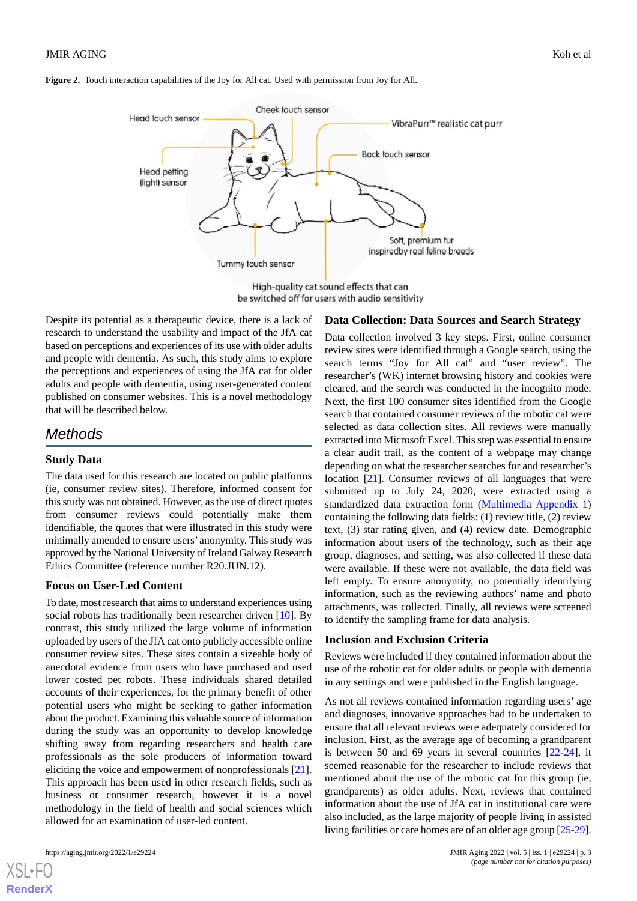**Figure 2.** Touch interaction capabilities of the Joy for All cat. Used with permission from Joy for All.

Despite its potential as a therapeutic device, there is a lack of research to understand the usability and impact of the JfA cat based on perceptions and experiences of its use with older adults and people with dementia. As such, this study aims to explore the perceptions and experiences of using the JfA cat for older adults and people with dementia, using user-generated content published on consumer websites. This is a novel methodology that will be described below.

## Methods

### Study Data

The data used for this research are located on public platforms (ie, consumer review sites). Therefore, informed consent for this study was not obtained. However, as the use of direct quotes from consumer reviews could potentially make them identifiable, the quotes that were illustrated in this study were minimally amended to ensure users' anonymity. This study was approved by the National University of Ireland Galway Research Ethics Committee (reference number R20.JUN.12).

### Focus on User-Led Content

To date, most research that aims to understand experiences using social robots has traditionally been researcher driven [10]. By contrast, this study utilized the large volume of information uploaded by users of the JfA cat onto publicly accessible online consumer review sites. These sites contain a sizeable body of anecdotal evidence from users who have purchased and used lower costed pet robots. These individuals shared detailed accounts of their experiences, for the primary benefit of other potential users who might be seeking to gather information about the product. Examining this valuable source of information during the study was an opportunity to develop knowledge shifting away from regarding researchers and health care professionals as the sole producers of information toward eliciting the voice and empowerment of nonprofessionals [21]. This approach has been used in other research fields, such as business or consumer research, however it is a novel methodology in the field of health and social sciences which allowed for an examination of user-led content.

### Data Collection: Data Sources and Search Strategy

Data collection involved 3 key steps. First, online consumer review sites were identified through a Google search, using the search terms "Joy for All cat" and "user review". The researcher's (WK) internet browsing history and cookies were cleared, and the search was conducted in the incognito mode. Next, the first 100 consumer sites identified from the Google search that contained consumer reviews of the robotic cat were selected as data collection sites. All reviews were manually extracted into Microsoft Excel. This step was essential to ensure a clear audit trail, as the content of a webpage may change depending on what the researcher searches for and researcher's location [21]. Consumer reviews of all languages that were submitted up to July 24, 2020, were extracted using a standardized data extraction form (Multimedia Appendix 1) containing the following data fields: (1) review title, (2) review text, (3) star rating given, and (4) review date. Demographic information about users of the technology, such as their age group, diagnoses, and setting, was also collected if these data were available. If these were not available, the data field was left empty. To ensure anonymity, no potentially identifying information, such as the reviewing authors' name and photo attachments, was collected. Finally, all reviews were screened to identify the sampling frame for data analysis.

### Inclusion and Exclusion Criteria

Reviews were included if they contained information about the use of the robotic cat for older adults or people with dementia in any settings and were published in the English language.

As not all reviews contained information regarding users' age and diagnoses, innovative approaches had to be undertaken to ensure that all relevant reviews were adequately considered for inclusion. First, as the average age of becoming a grandparent is between 50 and 69 years in several countries [22-24], it seemed reasonable for the researcher to include reviews that mentioned about the use of the robotic cat for this group (ie, grandparents) as older adults. Next, reviews that contained information about the use of JfA cat in institutional care were also included, as the large majority of people living in assisted living facilities or care homes are of an older age group [25-29].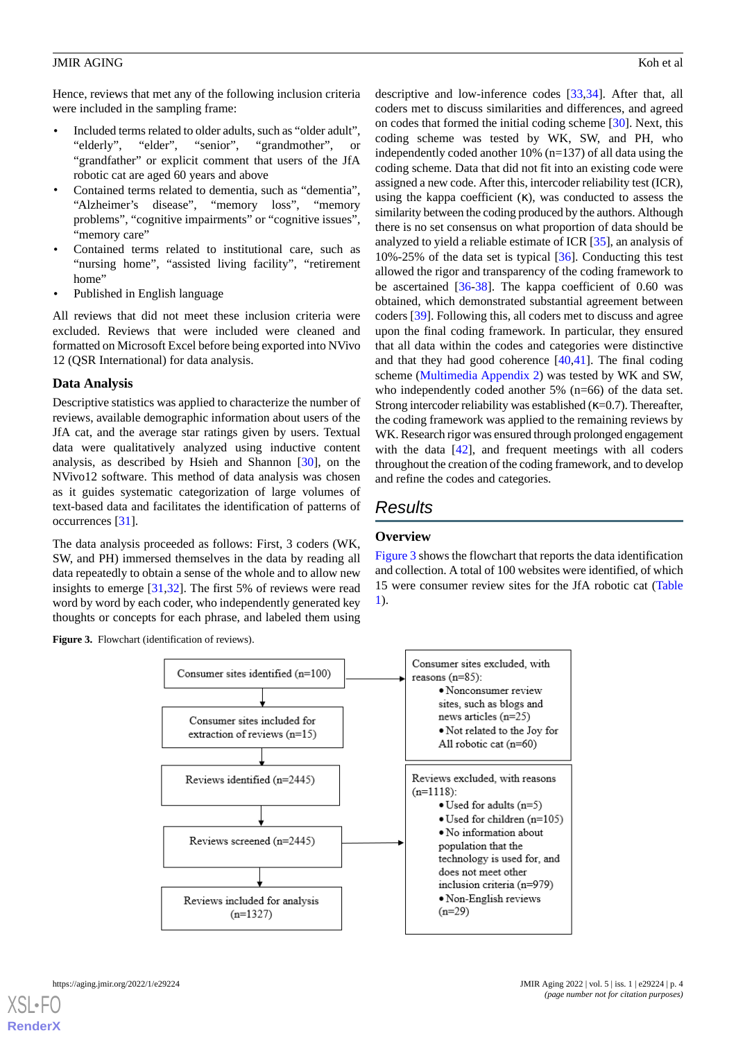Hence, reviews that met any of the following inclusion criteria were included in the sampling frame:

- Included terms related to older adults, such as "older adult", "elderly", "elder", "senior", "grandmother", or "grandfather" or explicit comment that users of the JfA robotic cat are aged 60 years and above
- Contained terms related to dementia, such as "dementia", "Alzheimer's disease", "memory loss", "memory problems", "cognitive impairments" or "cognitive issues", "memory care"
- Contained terms related to institutional care, such as "nursing home", "assisted living facility", "retirement home"
- Published in English language

All reviews that did not meet these inclusion criteria were excluded. Reviews that were included were cleaned and formatted on Microsoft Excel before being exported into NVivo 12 (QSR International) for data analysis.

### Data Analysis

Descriptive statistics was applied to characterize the number of reviews, available demographic information about users of the JfA cat, and the average star ratings given by users. Textual data were qualitatively analyzed using inductive content analysis, as described by Hsieh and Shannon [30], on the NVivo12 software. This method of data analysis was chosen as it guides systematic categorization of large volumes of text-based data and facilitates the identification of patterns of occurrences [31].

The data analysis proceeded as follows: First, 3 coders (WK, SW, and PH) immersed themselves in the data by reading all data repeatedly to obtain a sense of the whole and to allow new insights to emerge [31,32]. The first 5% of reviews were read word by word by each coder, who independently generated key thoughts or concepts for each phrase, and labeled them using descriptive and low-inference codes [33,34]. After that, all coders met to discuss similarities and differences, and agreed on codes that formed the initial coding scheme [30]. Next, this coding scheme was tested by WK, SW, and PH, who independently coded another 10% (n=137) of all data using the coding scheme. Data that did not fit into an existing code were assigned a new code. After this, intercoder reliability test (ICR), using the kappa coefficient (κ), was conducted to assess the similarity between the coding produced by the authors. Although there is no set consensus on what proportion of data should be analyzed to yield a reliable estimate of ICR [35], an analysis of 10%-25% of the data set is typical [36]. Conducting this test allowed the rigor and transparency of the coding framework to be ascertained [36-38]. The kappa coefficient of 0.60 was obtained, which demonstrated substantial agreement between coders [39]. Following this, all coders met to discuss and agree upon the final coding framework. In particular, they ensured that all data within the codes and categories were distinctive and that they had good coherence [40,41]. The final coding scheme (Multimedia Appendix 2) was tested by WK and SW, who independently coded another 5% (n=66) of the data set. Strong intercoder reliability was established (κ=0.7). Thereafter, the coding framework was applied to the remaining reviews by WK. Research rigor was ensured through prolonged engagement with the data [42], and frequent meetings with all coders throughout the creation of the coding framework, and to develop and refine the codes and categories.

## Results

### Overview

Figure 3 shows the flowchart that reports the data identification and collection. A total of 100 websites were identified, of which 15 were consumer review sites for the JfA robotic cat (Table 1).

**Figure 3.** Flowchart (identification of reviews).

Consumer sites identified (n=100)

→ Consumer sites excluded, with reasons (n=85):
- Nonconsumer review sites, such as blogs and news articles (n=25)
- Not related to the Joy for All robotic cat (n=60)

Consumer sites included for extraction of reviews (n=15)

Reviews identified (n=2445)

Reviews screened (n=2445)

→ Reviews excluded, with reasons (n=1118):
- Used for adults (n=5)
- Used for children (n=105)
- No information about population that the technology is used for, and does not meet other inclusion criteria (n=979)
- Non-English reviews (n=29)

Reviews included for analysis (n=1327)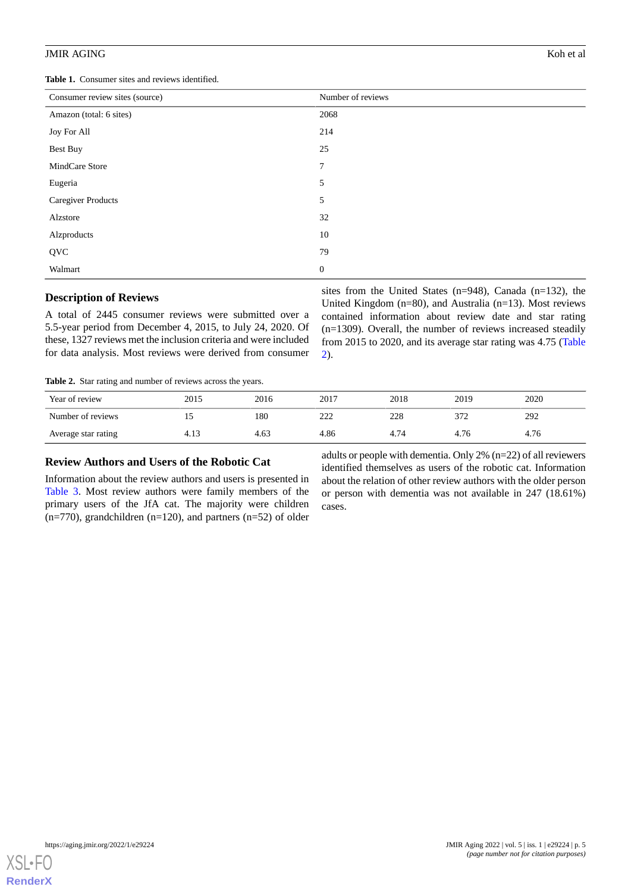**Table 1.** Consumer sites and reviews identified.

| Consumer review sites (source) | Number of reviews |
| --- | --- |
| Amazon (total: 6 sites) | 2068 |
| Joy For All | 214 |
| Best Buy | 25 |
| MindCare Store | 7 |
| Eugeria | 5 |
| Caregiver Products | 5 |
| Alzstore | 32 |
| Alzproducts | 10 |
| QVC | 79 |
| Walmart | 0 |

## Description of Reviews

A total of 2445 consumer reviews were submitted over a 5.5-year period from December 4, 2015, to July 24, 2020. Of these, 1327 reviews met the inclusion criteria and were included for data analysis. Most reviews were derived from consumer sites from the United States (n=948), Canada (n=132), the United Kingdom (n=80), and Australia (n=13). Most reviews contained information about review date and star rating (n=1309). Overall, the number of reviews increased steadily from 2015 to 2020, and its average star rating was 4.75 (Table 2).

**Table 2.** Star rating and number of reviews across the years.

| Year of review | 2015 | 2016 | 2017 | 2018 | 2019 | 2020 |
| --- | --- | --- | --- | --- | --- | --- |
| Number of reviews | 15 | 180 | 222 | 228 | 372 | 292 |
| Average star rating | 4.13 | 4.63 | 4.86 | 4.74 | 4.76 | 4.76 |

## Review Authors and Users of the Robotic Cat

Information about the review authors and users is presented in Table 3. Most review authors were family members of the primary users of the JfA cat. The majority were children (n=770), grandchildren (n=120), and partners (n=52) of older adults or people with dementia. Only 2% (n=22) of all reviewers identified themselves as users of the robotic cat. Information about the relation of other review authors with the older person or person with dementia was not available in 247 (18.61%) cases.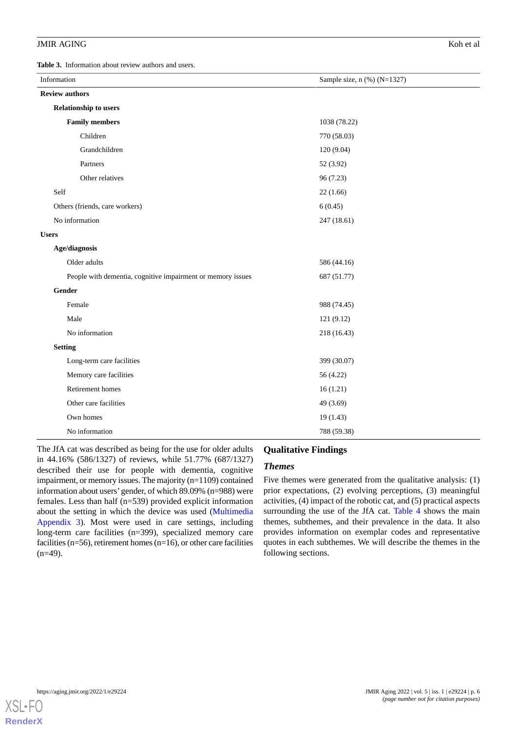**Table 3.** Information about review authors and users.

| Information | Sample size, n (%) (N=1327) |
|---|---|
| **Review authors** | |
| **Relationship to users** | |
| **Family members** | 1038 (78.22) |
| Children | 770 (58.03) |
| Grandchildren | 120 (9.04) |
| Partners | 52 (3.92) |
| Other relatives | 96 (7.23) |
| Self | 22 (1.66) |
| Others (friends, care workers) | 6 (0.45) |
| No information | 247 (18.61) |
| **Users** | |
| **Age/diagnosis** | |
| Older adults | 586 (44.16) |
| People with dementia, cognitive impairment or memory issues | 687 (51.77) |
| **Gender** | |
| Female | 988 (74.45) |
| Male | 121 (9.12) |
| No information | 218 (16.43) |
| **Setting** | |
| Long-term care facilities | 399 (30.07) |
| Memory care facilities | 56 (4.22) |
| Retirement homes | 16 (1.21) |
| Other care facilities | 49 (3.69) |
| Own homes | 19 (1.43) |
| No information | 788 (59.38) |

The JfA cat was described as being for the use for older adults in 44.16% (586/1327) of reviews, while 51.77% (687/1327) described their use for people with dementia, cognitive impairment, or memory issues. The majority (n=1109) contained information about users' gender, of which 89.09% (n=988) were females. Less than half (n=539) provided explicit information about the setting in which the device was used (Multimedia Appendix 3). Most were used in care settings, including long-term care facilities (n=399), specialized memory care facilities (n=56), retirement homes (n=16), or other care facilities (n=49).

## Qualitative Findings

### *Themes*

Five themes were generated from the qualitative analysis: (1) prior expectations, (2) evolving perceptions, (3) meaningful activities, (4) impact of the robotic cat, and (5) practical aspects surrounding the use of the JfA cat. Table 4 shows the main themes, subthemes, and their prevalence in the data. It also provides information on exemplar codes and representative quotes in each subthemes. We will describe the themes in the following sections.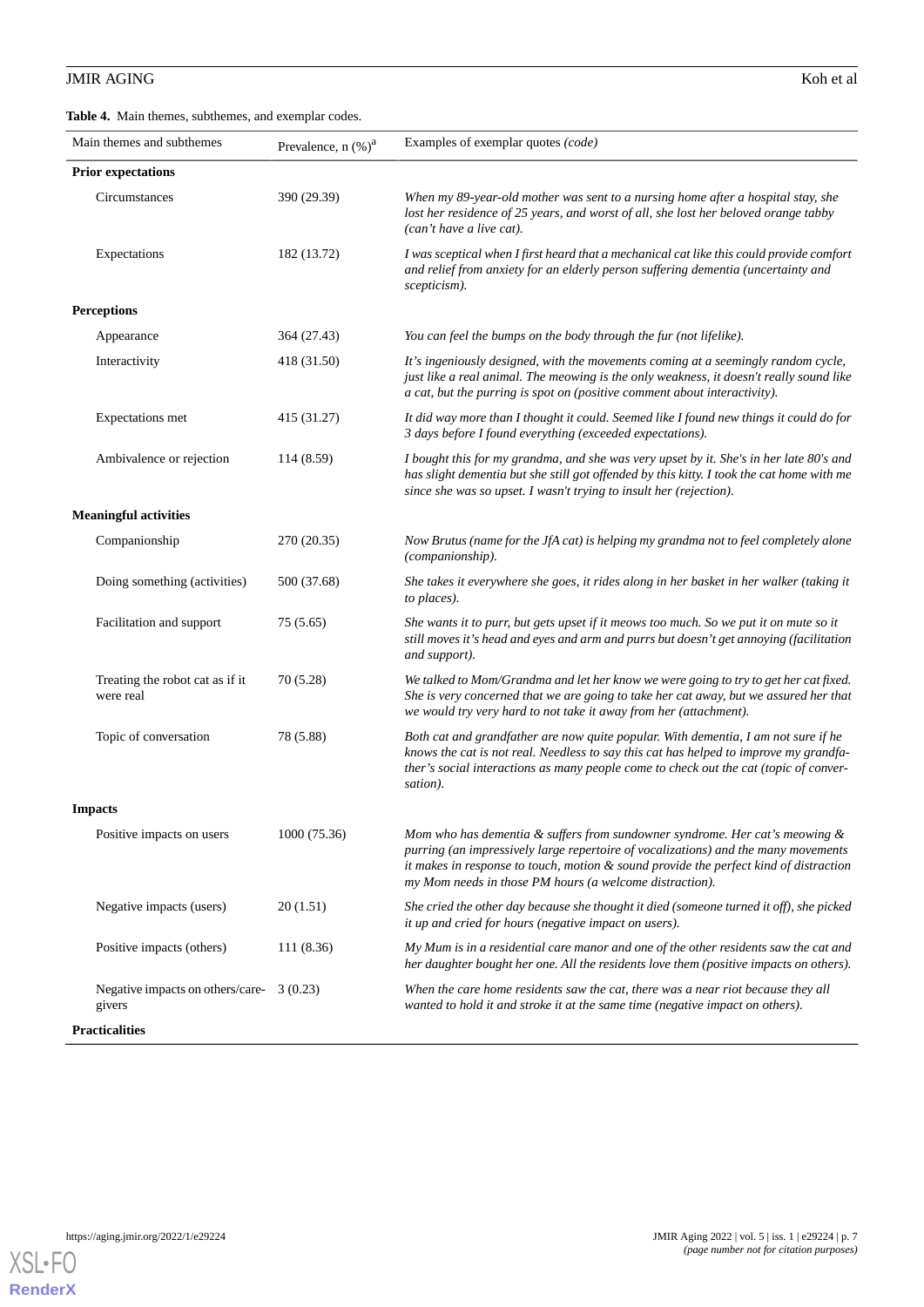**Table 4.** Main themes, subthemes, and exemplar codes.

| Main themes and subthemes | Prevalence, n (%)[a] | Examples of exemplar quotes *(code)* |
|---|---|---|
| **Prior expectations** | | |
| Circumstances | 390 (29.39) | *When my 89-year-old mother was sent to a nursing home after a hospital stay, she lost her residence of 25 years, and worst of all, she lost her beloved orange tabby (can't have a live cat).* |
| Expectations | 182 (13.72) | *I was sceptical when I first heard that a mechanical cat like this could provide comfort and relief from anxiety for an elderly person suffering dementia (uncertainty and scepticism).* |
| **Perceptions** | | |
| Appearance | 364 (27.43) | *You can feel the bumps on the body through the fur (not lifelike).* |
| Interactivity | 418 (31.50) | *It's ingeniously designed, with the movements coming at a seemingly random cycle, just like a real animal. The meowing is the only weakness, it doesn't really sound like a cat, but the purring is spot on (positive comment about interactivity).* |
| Expectations met | 415 (31.27) | *It did way more than I thought it could. Seemed like I found new things it could do for 3 days before I found everything (exceeded expectations).* |
| Ambivalence or rejection | 114 (8.59) | *I bought this for my grandma, and she was very upset by it. She's in her late 80's and has slight dementia but she still got offended by this kitty. I took the cat home with me since she was so upset. I wasn't trying to insult her (rejection).* |
| **Meaningful activities** | | |
| Companionship | 270 (20.35) | *Now Brutus (name for the JfA cat) is helping my grandma not to feel completely alone (companionship).* |
| Doing something (activities) | 500 (37.68) | *She takes it everywhere she goes, it rides along in her basket in her walker (taking it to places).* |
| Facilitation and support | 75 (5.65) | *She wants it to purr, but gets upset if it meows too much. So we put it on mute so it still moves it's head and eyes and arm and purrs but doesn't get annoying (facilitation and support).* |
| Treating the robot cat as if it were real | 70 (5.28) | *We talked to Mom/Grandma and let her know we were going to try to get her cat fixed. She is very concerned that we are going to take her cat away, but we assured her that we would try very hard to not take it away from her (attachment).* |
| Topic of conversation | 78 (5.88) | *Both cat and grandfather are now quite popular. With dementia, I am not sure if he knows the cat is not real. Needless to say this cat has helped to improve my grandfather's social interactions as many people come to check out the cat (topic of conversation).* |
| **Impacts** | | |
| Positive impacts on users | 1000 (75.36) | *Mom who has dementia & suffers from sundowner syndrome. Her cat's meowing & purring (an impressively large repertoire of vocalizations) and the many movements it makes in response to touch, motion & sound provide the perfect kind of distraction my Mom needs in those PM hours (a welcome distraction).* |
| Negative impacts (users) | 20 (1.51) | *She cried the other day because she thought it died (someone turned it off), she picked it up and cried for hours (negative impact on users).* |
| Positive impacts (others) | 111 (8.36) | *My Mum is in a residential care manor and one of the other residents saw the cat and her daughter bought her one. All the residents love them (positive impacts on others).* |
| Negative impacts on others/caregivers | 3 (0.23) | *When the care home residents saw the cat, there was a near riot because they all wanted to hold it and stroke it at the same time (negative impact on others).* |
| **Practicalities** | | |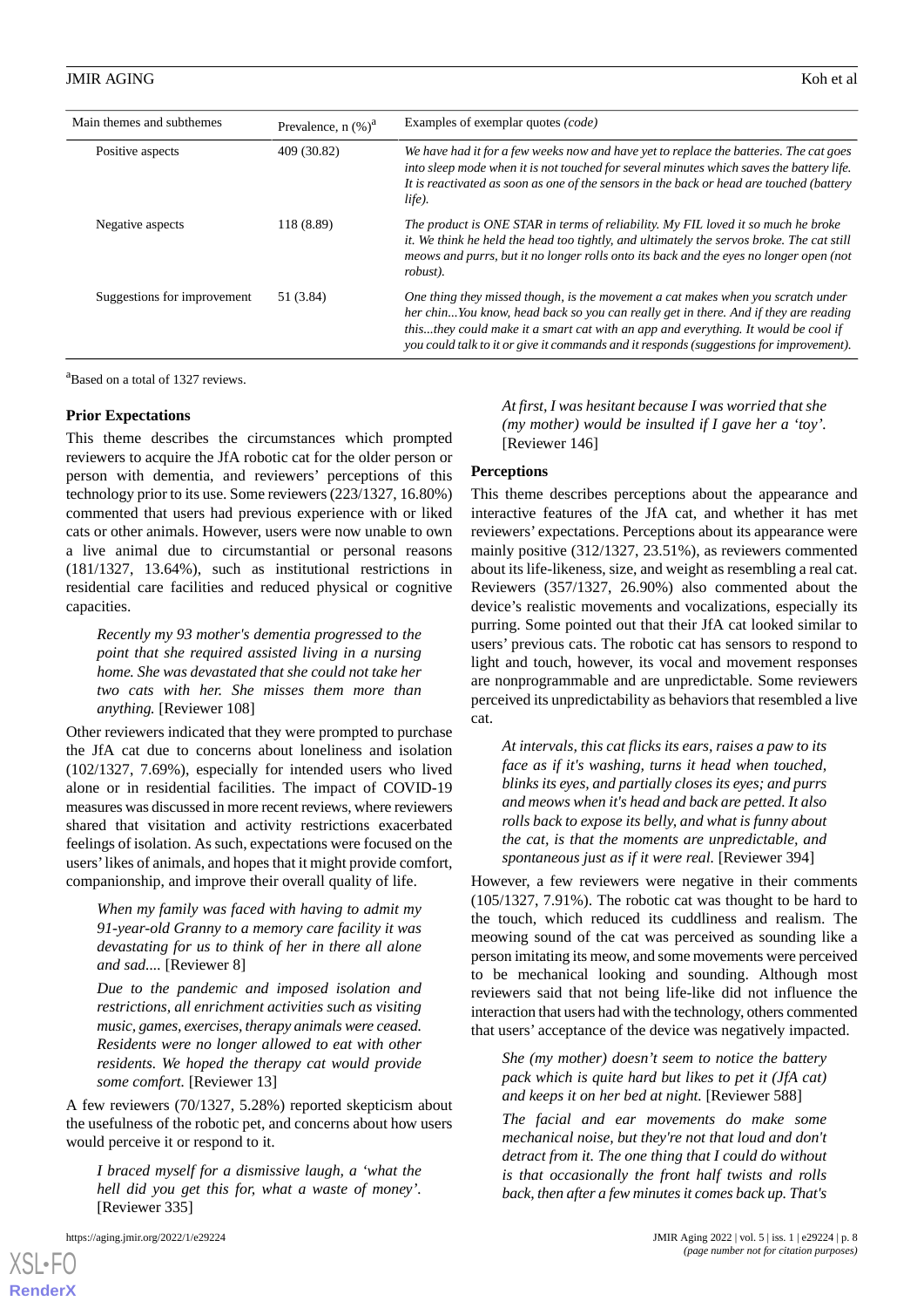| Main themes and subthemes | Prevalence, n (%)[a] | Examples of exemplar quotes *(code)* |
|---|---|---|
| Positive aspects | 409 (30.82) | *We have had it for a few weeks now and have yet to replace the batteries. The cat goes into sleep mode when it is not touched for several minutes which saves the battery life. It is reactivated as soon as one of the sensors in the back or head are touched (battery life).* |
| Negative aspects | 118 (8.89) | *The product is ONE STAR in terms of reliability. My FIL loved it so much he broke it. We think he held the head too tightly, and ultimately the servos broke. The cat still meows and purrs, but it no longer rolls onto its back and the eyes no longer open (not robust).* |
| Suggestions for improvement | 51 (3.84) | *One thing they missed though, is the movement a cat makes when you scratch under her chin...You know, head back so you can really get in there. And if they are reading this...they could make it a smart cat with an app and everything. It would be cool if you could talk to it or give it commands and it responds (suggestions for improvement).* |

[a]Based on a total of 1327 reviews.

### Prior Expectations

This theme describes the circumstances which prompted reviewers to acquire the JfA robotic cat for the older person or person with dementia, and reviewers' perceptions of this technology prior to its use. Some reviewers (223/1327, 16.80%) commented that users had previous experience with or liked cats or other animals. However, users were now unable to own a live animal due to circumstantial or personal reasons (181/1327, 13.64%), such as institutional restrictions in residential care facilities and reduced physical or cognitive capacities.

> *Recently my 93 mother's dementia progressed to the point that she required assisted living in a nursing home. She was devastated that she could not take her two cats with her. She misses them more than anything.* [Reviewer 108]

Other reviewers indicated that they were prompted to purchase the JfA cat due to concerns about loneliness and isolation (102/1327, 7.69%), especially for intended users who lived alone or in residential facilities. The impact of COVID-19 measures was discussed in more recent reviews, where reviewers shared that visitation and activity restrictions exacerbated feelings of isolation. As such, expectations were focused on the users' likes of animals, and hopes that it might provide comfort, companionship, and improve their overall quality of life.

> *When my family was faced with having to admit my 91-year-old Granny to a memory care facility it was devastating for us to think of her in there all alone and sad....* [Reviewer 8]

> *Due to the pandemic and imposed isolation and restrictions, all enrichment activities such as visiting music, games, exercises, therapy animals were ceased. Residents were no longer allowed to eat with other residents. We hoped the therapy cat would provide some comfort.* [Reviewer 13]

A few reviewers (70/1327, 5.28%) reported skepticism about the usefulness of the robotic pet, and concerns about how users would perceive it or respond to it.

> *I braced myself for a dismissive laugh, a 'what the hell did you get this for, what a waste of money'.* [Reviewer 335]

> *At first, I was hesitant because I was worried that she (my mother) would be insulted if I gave her a 'toy'.* [Reviewer 146]

### Perceptions

This theme describes perceptions about the appearance and interactive features of the JfA cat, and whether it has met reviewers' expectations. Perceptions about its appearance were mainly positive (312/1327, 23.51%), as reviewers commented about its life-likeness, size, and weight as resembling a real cat. Reviewers (357/1327, 26.90%) also commented about the device's realistic movements and vocalizations, especially its purring. Some pointed out that their JfA cat looked similar to users' previous cats. The robotic cat has sensors to respond to light and touch, however, its vocal and movement responses are nonprogrammable and are unpredictable. Some reviewers perceived its unpredictability as behaviors that resembled a live cat.

> *At intervals, this cat flicks its ears, raises a paw to its face as if it's washing, turns it head when touched, blinks its eyes, and partially closes its eyes; and purrs and meows when it's head and back are petted. It also rolls back to expose its belly, and what is funny about the cat, is that the moments are unpredictable, and spontaneous just as if it were real.* [Reviewer 394]

However, a few reviewers were negative in their comments (105/1327, 7.91%). The robotic cat was thought to be hard to the touch, which reduced its cuddliness and realism. The meowing sound of the cat was perceived as sounding like a person imitating its meow, and some movements were perceived to be mechanical looking and sounding. Although most reviewers said that not being life-like did not influence the interaction that users had with the technology, others commented that users' acceptance of the device was negatively impacted.

> *She (my mother) doesn't seem to notice the battery pack which is quite hard but likes to pet it (JfA cat) and keeps it on her bed at night.* [Reviewer 588]

> *The facial and ear movements do make some mechanical noise, but they're not that loud and don't detract from it. The one thing that I could do without is that occasionally the front half twists and rolls back, then after a few minutes it comes back up. That's*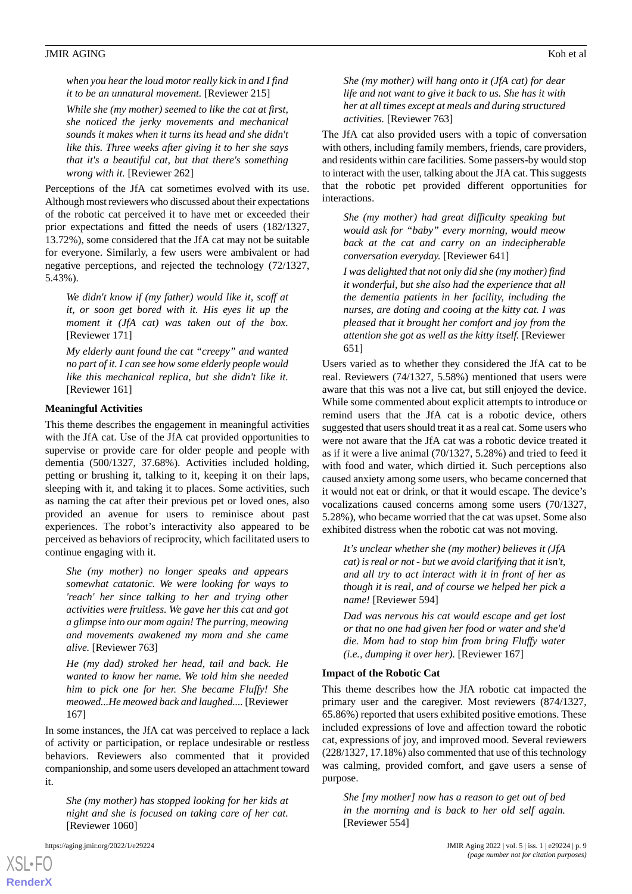*when you hear the loud motor really kick in and I find it to be an unnatural movement.* [Reviewer 215]

*While she (my mother) seemed to like the cat at first, she noticed the jerky movements and mechanical sounds it makes when it turns its head and she didn't like this. Three weeks after giving it to her she says that it's a beautiful cat, but that there's something wrong with it.* [Reviewer 262]

Perceptions of the JfA cat sometimes evolved with its use. Although most reviewers who discussed about their expectations of the robotic cat perceived it to have met or exceeded their prior expectations and fitted the needs of users (182/1327, 13.72%), some considered that the JfA cat may not be suitable for everyone. Similarly, a few users were ambivalent or had negative perceptions, and rejected the technology (72/1327, 5.43%).

*We didn't know if (my father) would like it, scoff at it, or soon get bored with it. His eyes lit up the moment it (JfA cat) was taken out of the box.* [Reviewer 171]

*My elderly aunt found the cat "creepy" and wanted no part of it. I can see how some elderly people would like this mechanical replica, but she didn't like it.* [Reviewer 161]

### Meaningful Activities

This theme describes the engagement in meaningful activities with the JfA cat. Use of the JfA cat provided opportunities to supervise or provide care for older people and people with dementia (500/1327, 37.68%). Activities included holding, petting or brushing it, talking to it, keeping it on their laps, sleeping with it, and taking it to places. Some activities, such as naming the cat after their previous pet or loved ones, also provided an avenue for users to reminisce about past experiences. The robot's interactivity also appeared to be perceived as behaviors of reciprocity, which facilitated users to continue engaging with it.

*She (my mother) no longer speaks and appears somewhat catatonic. We were looking for ways to 'reach' her since talking to her and trying other activities were fruitless. We gave her this cat and got a glimpse into our mom again! The purring, meowing and movements awakened my mom and she came alive.* [Reviewer 763]

*He (my dad) stroked her head, tail and back. He wanted to know her name. We told him she needed him to pick one for her. She became Fluffy! She meowed...He meowed back and laughed....* [Reviewer 167]

In some instances, the JfA cat was perceived to replace a lack of activity or participation, or replace undesirable or restless behaviors. Reviewers also commented that it provided companionship, and some users developed an attachment toward it.

*She (my mother) has stopped looking for her kids at night and she is focused on taking care of her cat.* [Reviewer 1060]

*She (my mother) will hang onto it (JfA cat) for dear life and not want to give it back to us. She has it with her at all times except at meals and during structured activities.* [Reviewer 763]

The JfA cat also provided users with a topic of conversation with others, including family members, friends, care providers, and residents within care facilities. Some passers-by would stop to interact with the user, talking about the JfA cat. This suggests that the robotic pet provided different opportunities for interactions.

*She (my mother) had great difficulty speaking but would ask for "baby" every morning, would meow back at the cat and carry on an indecipherable conversation everyday.* [Reviewer 641]

*I was delighted that not only did she (my mother) find it wonderful, but she also had the experience that all the dementia patients in her facility, including the nurses, are doting and cooing at the kitty cat. I was pleased that it brought her comfort and joy from the attention she got as well as the kitty itself.* [Reviewer 651]

Users varied as to whether they considered the JfA cat to be real. Reviewers (74/1327, 5.58%) mentioned that users were aware that this was not a live cat, but still enjoyed the device. While some commented about explicit attempts to introduce or remind users that the JfA cat is a robotic device, others suggested that users should treat it as a real cat. Some users who were not aware that the JfA cat was a robotic device treated it as if it were a live animal (70/1327, 5.28%) and tried to feed it with food and water, which dirtied it. Such perceptions also caused anxiety among some users, who became concerned that it would not eat or drink, or that it would escape. The device's vocalizations caused concerns among some users (70/1327, 5.28%), who became worried that the cat was upset. Some also exhibited distress when the robotic cat was not moving.

*It's unclear whether she (my mother) believes it (JfA cat) is real or not - but we avoid clarifying that it isn't, and all try to act interact with it in front of her as though it is real, and of course we helped her pick a name!* [Reviewer 594]

*Dad was nervous his cat would escape and get lost or that no one had given her food or water and she'd die. Mom had to stop him from bring Fluffy water (i.e., dumping it over her).* [Reviewer 167]

### Impact of the Robotic Cat

This theme describes how the JfA robotic cat impacted the primary user and the caregiver. Most reviewers (874/1327, 65.86%) reported that users exhibited positive emotions. These included expressions of love and affection toward the robotic cat, expressions of joy, and improved mood. Several reviewers (228/1327, 17.18%) also commented that use of this technology was calming, provided comfort, and gave users a sense of purpose.

*She [my mother] now has a reason to get out of bed in the morning and is back to her old self again.* [Reviewer 554]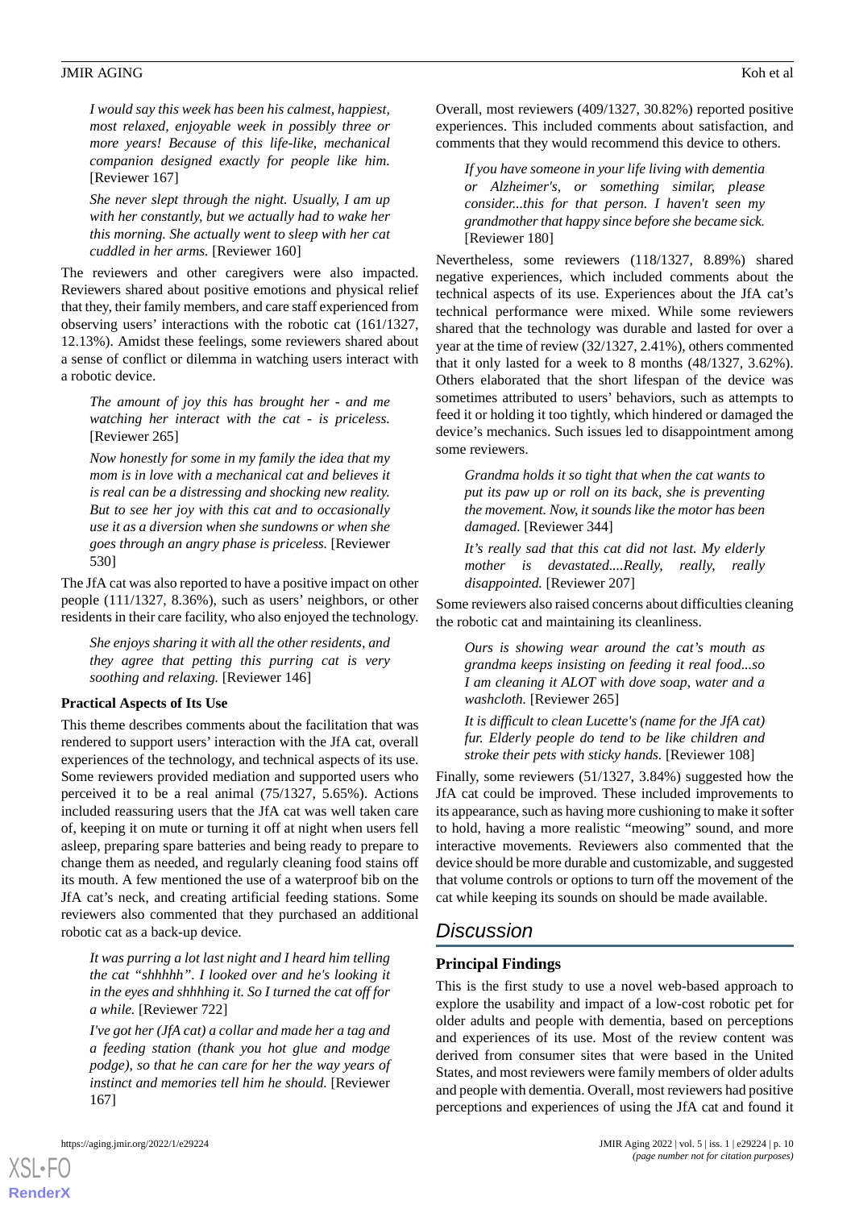*I would say this week has been his calmest, happiest, most relaxed, enjoyable week in possibly three or more years! Because of this life-like, mechanical companion designed exactly for people like him.* [Reviewer 167]

*She never slept through the night. Usually, I am up with her constantly, but we actually had to wake her this morning. She actually went to sleep with her cat cuddled in her arms.* [Reviewer 160]

The reviewers and other caregivers were also impacted. Reviewers shared about positive emotions and physical relief that they, their family members, and care staff experienced from observing users' interactions with the robotic cat (161/1327, 12.13%). Amidst these feelings, some reviewers shared about a sense of conflict or dilemma in watching users interact with a robotic device.

*The amount of joy this has brought her - and me watching her interact with the cat - is priceless.* [Reviewer 265]

*Now honestly for some in my family the idea that my mom is in love with a mechanical cat and believes it is real can be a distressing and shocking new reality. But to see her joy with this cat and to occasionally use it as a diversion when she sundowns or when she goes through an angry phase is priceless.* [Reviewer 530]

The JfA cat was also reported to have a positive impact on other people (111/1327, 8.36%), such as users' neighbors, or other residents in their care facility, who also enjoyed the technology.

*She enjoys sharing it with all the other residents, and they agree that petting this purring cat is very soothing and relaxing.* [Reviewer 146]

### Practical Aspects of Its Use

This theme describes comments about the facilitation that was rendered to support users' interaction with the JfA cat, overall experiences of the technology, and technical aspects of its use. Some reviewers provided mediation and supported users who perceived it to be a real animal (75/1327, 5.65%). Actions included reassuring users that the JfA cat was well taken care of, keeping it on mute or turning it off at night when users fell asleep, preparing spare batteries and being ready to prepare to change them as needed, and regularly cleaning food stains off its mouth. A few mentioned the use of a waterproof bib on the JfA cat's neck, and creating artificial feeding stations. Some reviewers also commented that they purchased an additional robotic cat as a back-up device.

*It was purring a lot last night and I heard him telling the cat "shhhhh". I looked over and he's looking it in the eyes and shhhhing it. So I turned the cat off for a while.* [Reviewer 722]

*I've got her (JfA cat) a collar and made her a tag and a feeding station (thank you hot glue and modge podge), so that he can care for her the way years of instinct and memories tell him he should.* [Reviewer 167]

Overall, most reviewers (409/1327, 30.82%) reported positive experiences. This included comments about satisfaction, and comments that they would recommend this device to others.

*If you have someone in your life living with dementia or Alzheimer's, or something similar, please consider...this for that person. I haven't seen my grandmother that happy since before she became sick.* [Reviewer 180]

Nevertheless, some reviewers (118/1327, 8.89%) shared negative experiences, which included comments about the technical aspects of its use. Experiences about the JfA cat's technical performance were mixed. While some reviewers shared that the technology was durable and lasted for over a year at the time of review (32/1327, 2.41%), others commented that it only lasted for a week to 8 months (48/1327, 3.62%). Others elaborated that the short lifespan of the device was sometimes attributed to users' behaviors, such as attempts to feed it or holding it too tightly, which hindered or damaged the device's mechanics. Such issues led to disappointment among some reviewers.

*Grandma holds it so tight that when the cat wants to put its paw up or roll on its back, she is preventing the movement. Now, it sounds like the motor has been damaged.* [Reviewer 344]

*It's really sad that this cat did not last. My elderly mother is devastated....Really, really, really disappointed.* [Reviewer 207]

Some reviewers also raised concerns about difficulties cleaning the robotic cat and maintaining its cleanliness.

*Ours is showing wear around the cat's mouth as grandma keeps insisting on feeding it real food...so I am cleaning it ALOT with dove soap, water and a washcloth.* [Reviewer 265]

*It is difficult to clean Lucette's (name for the JfA cat) fur. Elderly people do tend to be like children and stroke their pets with sticky hands.* [Reviewer 108]

Finally, some reviewers (51/1327, 3.84%) suggested how the JfA cat could be improved. These included improvements to its appearance, such as having more cushioning to make it softer to hold, having a more realistic "meowing" sound, and more interactive movements. Reviewers also commented that the device should be more durable and customizable, and suggested that volume controls or options to turn off the movement of the cat while keeping its sounds on should be made available.

## Discussion

### Principal Findings

This is the first study to use a novel web-based approach to explore the usability and impact of a low-cost robotic pet for older adults and people with dementia, based on perceptions and experiences of its use. Most of the review content was derived from consumer sites that were based in the United States, and most reviewers were family members of older adults and people with dementia. Overall, most reviewers had positive perceptions and experiences of using the JfA cat and found it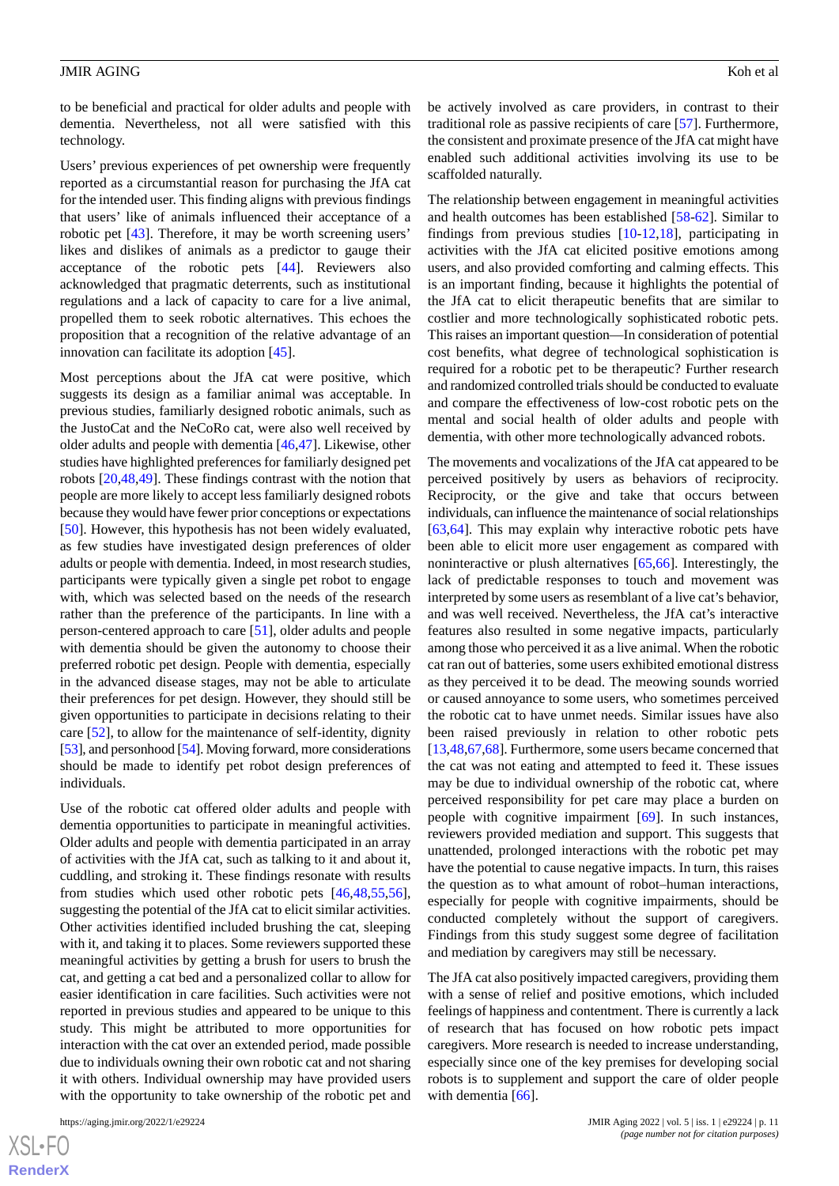to be beneficial and practical for older adults and people with dementia. Nevertheless, not all were satisfied with this technology.

Users' previous experiences of pet ownership were frequently reported as a circumstantial reason for purchasing the JfA cat for the intended user. This finding aligns with previous findings that users' like of animals influenced their acceptance of a robotic pet [43]. Therefore, it may be worth screening users' likes and dislikes of animals as a predictor to gauge their acceptance of the robotic pets [44]. Reviewers also acknowledged that pragmatic deterrents, such as institutional regulations and a lack of capacity to care for a live animal, propelled them to seek robotic alternatives. This echoes the proposition that a recognition of the relative advantage of an innovation can facilitate its adoption [45].

Most perceptions about the JfA cat were positive, which suggests its design as a familiar animal was acceptable. In previous studies, familiarly designed robotic animals, such as the JustoCat and the NeCoRo cat, were also well received by older adults and people with dementia [46,47]. Likewise, other studies have highlighted preferences for familiarly designed pet robots [20,48,49]. These findings contrast with the notion that people are more likely to accept less familiarly designed robots because they would have fewer prior conceptions or expectations [50]. However, this hypothesis has not been widely evaluated, as few studies have investigated design preferences of older adults or people with dementia. Indeed, in most research studies, participants were typically given a single pet robot to engage with, which was selected based on the needs of the research rather than the preference of the participants. In line with a person-centered approach to care [51], older adults and people with dementia should be given the autonomy to choose their preferred robotic pet design. People with dementia, especially in the advanced disease stages, may not be able to articulate their preferences for pet design. However, they should still be given opportunities to participate in decisions relating to their care [52], to allow for the maintenance of self-identity, dignity [53], and personhood [54]. Moving forward, more considerations should be made to identify pet robot design preferences of individuals.

Use of the robotic cat offered older adults and people with dementia opportunities to participate in meaningful activities. Older adults and people with dementia participated in an array of activities with the JfA cat, such as talking to it and about it, cuddling, and stroking it. These findings resonate with results from studies which used other robotic pets [46,48,55,56], suggesting the potential of the JfA cat to elicit similar activities. Other activities identified included brushing the cat, sleeping with it, and taking it to places. Some reviewers supported these meaningful activities by getting a brush for users to brush the cat, and getting a cat bed and a personalized collar to allow for easier identification in care facilities. Such activities were not reported in previous studies and appeared to be unique to this study. This might be attributed to more opportunities for interaction with the cat over an extended period, made possible due to individuals owning their own robotic cat and not sharing it with others. Individual ownership may have provided users with the opportunity to take ownership of the robotic pet and be actively involved as care providers, in contrast to their traditional role as passive recipients of care [57]. Furthermore, the consistent and proximate presence of the JfA cat might have enabled such additional activities involving its use to be scaffolded naturally.

The relationship between engagement in meaningful activities and health outcomes has been established [58-62]. Similar to findings from previous studies [10-12,18], participating in activities with the JfA cat elicited positive emotions among users, and also provided comforting and calming effects. This is an important finding, because it highlights the potential of the JfA cat to elicit therapeutic benefits that are similar to costlier and more technologically sophisticated robotic pets. This raises an important question—In consideration of potential cost benefits, what degree of technological sophistication is required for a robotic pet to be therapeutic? Further research and randomized controlled trials should be conducted to evaluate and compare the effectiveness of low-cost robotic pets on the mental and social health of older adults and people with dementia, with other more technologically advanced robots.

The movements and vocalizations of the JfA cat appeared to be perceived positively by users as behaviors of reciprocity. Reciprocity, or the give and take that occurs between individuals, can influence the maintenance of social relationships [63,64]. This may explain why interactive robotic pets have been able to elicit more user engagement as compared with noninteractive or plush alternatives [65,66]. Interestingly, the lack of predictable responses to touch and movement was interpreted by some users as resemblant of a live cat's behavior, and was well received. Nevertheless, the JfA cat's interactive features also resulted in some negative impacts, particularly among those who perceived it as a live animal. When the robotic cat ran out of batteries, some users exhibited emotional distress as they perceived it to be dead. The meowing sounds worried or caused annoyance to some users, who sometimes perceived the robotic cat to have unmet needs. Similar issues have also been raised previously in relation to other robotic pets [13,48,67,68]. Furthermore, some users became concerned that the cat was not eating and attempted to feed it. These issues may be due to individual ownership of the robotic cat, where perceived responsibility for pet care may place a burden on people with cognitive impairment [69]. In such instances, reviewers provided mediation and support. This suggests that unattended, prolonged interactions with the robotic pet may have the potential to cause negative impacts. In turn, this raises the question as to what amount of robot–human interactions, especially for people with cognitive impairments, should be conducted completely without the support of caregivers. Findings from this study suggest some degree of facilitation and mediation by caregivers may still be necessary.

The JfA cat also positively impacted caregivers, providing them with a sense of relief and positive emotions, which included feelings of happiness and contentment. There is currently a lack of research that has focused on how robotic pets impact caregivers. More research is needed to increase understanding, especially since one of the key premises for developing social robots is to supplement and support the care of older people with dementia [66].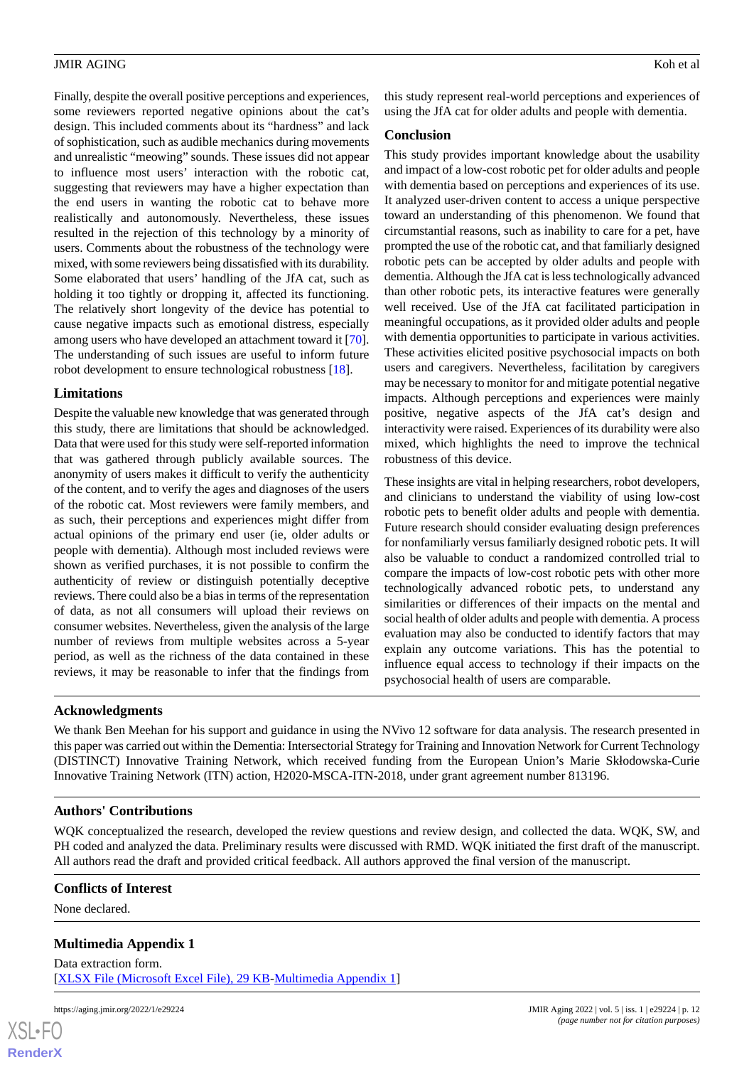Finally, despite the overall positive perceptions and experiences, some reviewers reported negative opinions about the cat's design. This included comments about its "hardness" and lack of sophistication, such as audible mechanics during movements and unrealistic "meowing" sounds. These issues did not appear to influence most users' interaction with the robotic cat, suggesting that reviewers may have a higher expectation than the end users in wanting the robotic cat to behave more realistically and autonomously. Nevertheless, these issues resulted in the rejection of this technology by a minority of users. Comments about the robustness of the technology were mixed, with some reviewers being dissatisfied with its durability. Some elaborated that users' handling of the JfA cat, such as holding it too tightly or dropping it, affected its functioning. The relatively short longevity of the device has potential to cause negative impacts such as emotional distress, especially among users who have developed an attachment toward it [70]. The understanding of such issues are useful to inform future robot development to ensure technological robustness [18].

### Limitations

Despite the valuable new knowledge that was generated through this study, there are limitations that should be acknowledged. Data that were used for this study were self-reported information that was gathered through publicly available sources. The anonymity of users makes it difficult to verify the authenticity of the content, and to verify the ages and diagnoses of the users of the robotic cat. Most reviewers were family members, and as such, their perceptions and experiences might differ from actual opinions of the primary end user (ie, older adults or people with dementia). Although most included reviews were shown as verified purchases, it is not possible to confirm the authenticity of review or distinguish potentially deceptive reviews. There could also be a bias in terms of the representation of data, as not all consumers will upload their reviews on consumer websites. Nevertheless, given the analysis of the large number of reviews from multiple websites across a 5-year period, as well as the richness of the data contained in these reviews, it may be reasonable to infer that the findings from this study represent real-world perceptions and experiences of using the JfA cat for older adults and people with dementia.

### Conclusion

This study provides important knowledge about the usability and impact of a low-cost robotic pet for older adults and people with dementia based on perceptions and experiences of its use. It analyzed user-driven content to access a unique perspective toward an understanding of this phenomenon. We found that circumstantial reasons, such as inability to care for a pet, have prompted the use of the robotic cat, and that familiarly designed robotic pets can be accepted by older adults and people with dementia. Although the JfA cat is less technologically advanced than other robotic pets, its interactive features were generally well received. Use of the JfA cat facilitated participation in meaningful occupations, as it provided older adults and people with dementia opportunities to participate in various activities. These activities elicited positive psychosocial impacts on both users and caregivers. Nevertheless, facilitation by caregivers may be necessary to monitor for and mitigate potential negative impacts. Although perceptions and experiences were mainly positive, negative aspects of the JfA cat's design and interactivity were raised. Experiences of its durability were also mixed, which highlights the need to improve the technical robustness of this device.

These insights are vital in helping researchers, robot developers, and clinicians to understand the viability of using low-cost robotic pets to benefit older adults and people with dementia. Future research should consider evaluating design preferences for nonfamiliarly versus familiarly designed robotic pets. It will also be valuable to conduct a randomized controlled trial to compare the impacts of low-cost robotic pets with other more technologically advanced robotic pets, to understand any similarities or differences of their impacts on the mental and social health of older adults and people with dementia. A process evaluation may also be conducted to identify factors that may explain any outcome variations. This has the potential to influence equal access to technology if their impacts on the psychosocial health of users are comparable.

## Acknowledgments

We thank Ben Meehan for his support and guidance in using the NVivo 12 software for data analysis. The research presented in this paper was carried out within the Dementia: Intersectorial Strategy for Training and Innovation Network for Current Technology (DISTINCT) Innovative Training Network, which received funding from the European Union's Marie Skłodowska-Curie Innovative Training Network (ITN) action, H2020-MSCA-ITN-2018, under grant agreement number 813196.

## Authors' Contributions

WQK conceptualized the research, developed the review questions and review design, and collected the data. WQK, SW, and PH coded and analyzed the data. Preliminary results were discussed with RMD. WQK initiated the first draft of the manuscript. All authors read the draft and provided critical feedback. All authors approved the final version of the manuscript.

## Conflicts of Interest

None declared.

## Multimedia Appendix 1

Data extraction form.

[XLSX File (Microsoft Excel File), 29 KB-Multimedia Appendix 1]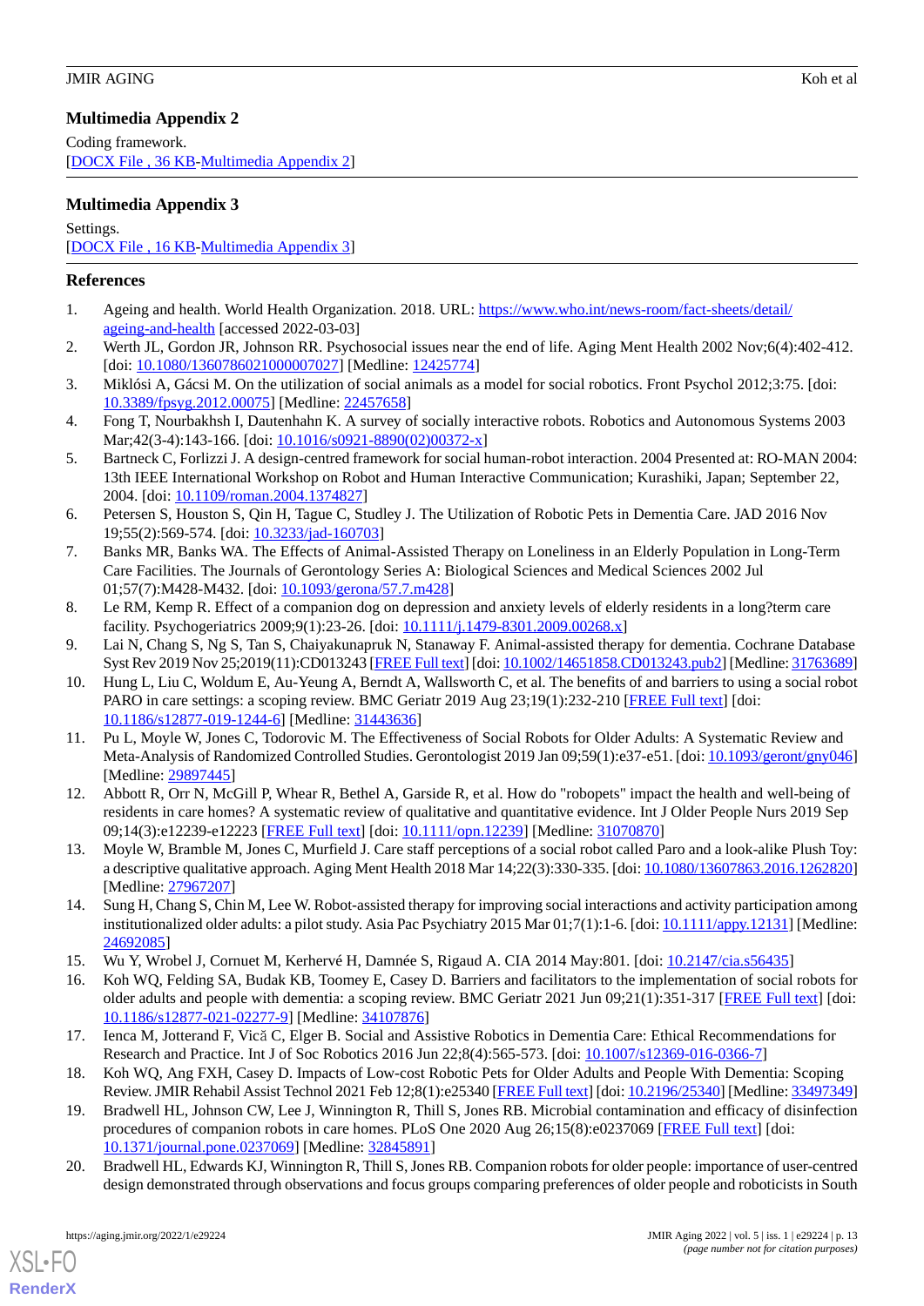### Multimedia Appendix 2

Coding framework.

[DOCX File , 36 KB-Multimedia Appendix 2]

### Multimedia Appendix 3

Settings.

[DOCX File , 16 KB-Multimedia Appendix 3]

## References

1. Ageing and health. World Health Organization. 2018. URL: https://www.who.int/news-room/fact-sheets/detail/ageing-and-health [accessed 2022-03-03]
2. Werth JL, Gordon JR, Johnson RR. Psychosocial issues near the end of life. Aging Ment Health 2002 Nov;6(4):402-412. [doi: 10.1080/1360786021000007027] [Medline: 12425774]
3. Miklósi A, Gácsi M. On the utilization of social animals as a model for social robotics. Front Psychol 2012;3:75. [doi: 10.3389/fpsyg.2012.00075] [Medline: 22457658]
4. Fong T, Nourbakhsh I, Dautenhahn K. A survey of socially interactive robots. Robotics and Autonomous Systems 2003 Mar;42(3-4):143-166. [doi: 10.1016/s0921-8890(02)00372-x]
5. Bartneck C, Forlizzi J. A design-centred framework for social human-robot interaction. 2004 Presented at: RO-MAN 2004: 13th IEEE International Workshop on Robot and Human Interactive Communication; Kurashiki, Japan; September 22, 2004. [doi: 10.1109/roman.2004.1374827]
6. Petersen S, Houston S, Qin H, Tague C, Studley J. The Utilization of Robotic Pets in Dementia Care. JAD 2016 Nov 19;55(2):569-574. [doi: 10.3233/jad-160703]
7. Banks MR, Banks WA. The Effects of Animal-Assisted Therapy on Loneliness in an Elderly Population in Long-Term Care Facilities. The Journals of Gerontology Series A: Biological Sciences and Medical Sciences 2002 Jul 01;57(7):M428-M432. [doi: 10.1093/gerona/57.7.m428]
8. Le RM, Kemp R. Effect of a companion dog on depression and anxiety levels of elderly residents in a long?term care facility. Psychogeriatrics 2009;9(1):23-26. [doi: 10.1111/j.1479-8301.2009.00268.x]
9. Lai N, Chang S, Ng S, Tan S, Chaiyakunapruk N, Stanaway F. Animal-assisted therapy for dementia. Cochrane Database Syst Rev 2019 Nov 25;2019(11):CD013243 [FREE Full text] [doi: 10.1002/14651858.CD013243.pub2] [Medline: 31763689]
10. Hung L, Liu C, Woldum E, Au-Yeung A, Berndt A, Wallsworth C, et al. The benefits of and barriers to using a social robot PARO in care settings: a scoping review. BMC Geriatr 2019 Aug 23;19(1):232-210 [FREE Full text] [doi: 10.1186/s12877-019-1244-6] [Medline: 31443636]
11. Pu L, Moyle W, Jones C, Todorovic M. The Effectiveness of Social Robots for Older Adults: A Systematic Review and Meta-Analysis of Randomized Controlled Studies. Gerontologist 2019 Jan 09;59(1):e37-e51. [doi: 10.1093/geront/gny046] [Medline: 29897445]
12. Abbott R, Orr N, McGill P, Whear R, Bethel A, Garside R, et al. How do "robopets" impact the health and well-being of residents in care homes? A systematic review of qualitative and quantitative evidence. Int J Older People Nurs 2019 Sep 09;14(3):e12239-e12223 [FREE Full text] [doi: 10.1111/opn.12239] [Medline: 31070870]
13. Moyle W, Bramble M, Jones C, Murfield J. Care staff perceptions of a social robot called Paro and a look-alike Plush Toy: a descriptive qualitative approach. Aging Ment Health 2018 Mar 14;22(3):330-335. [doi: 10.1080/13607863.2016.1262820] [Medline: 27967207]
14. Sung H, Chang S, Chin M, Lee W. Robot-assisted therapy for improving social interactions and activity participation among institutionalized older adults: a pilot study. Asia Pac Psychiatry 2015 Mar 01;7(1):1-6. [doi: 10.1111/appy.12131] [Medline: 24692085]
15. Wu Y, Wrobel J, Cornuet M, Kerhervé H, Damnée S, Rigaud A. CIA 2014 May:801. [doi: 10.2147/cia.s56435]
16. Koh WQ, Felding SA, Budak KB, Toomey E, Casey D. Barriers and facilitators to the implementation of social robots for older adults and people with dementia: a scoping review. BMC Geriatr 2021 Jun 09;21(1):351-317 [FREE Full text] [doi: 10.1186/s12877-021-02277-9] [Medline: 34107876]
17. Ienca M, Jotterand F, Vică C, Elger B. Social and Assistive Robotics in Dementia Care: Ethical Recommendations for Research and Practice. Int J of Soc Robotics 2016 Jun 22;8(4):565-573. [doi: 10.1007/s12369-016-0366-7]
18. Koh WQ, Ang FXH, Casey D. Impacts of Low-cost Robotic Pets for Older Adults and People With Dementia: Scoping Review. JMIR Rehabil Assist Technol 2021 Feb 12;8(1):e25340 [FREE Full text] [doi: 10.2196/25340] [Medline: 33497349]
19. Bradwell HL, Johnson CW, Lee J, Winnington R, Thill S, Jones RB. Microbial contamination and efficacy of disinfection procedures of companion robots in care homes. PLoS One 2020 Aug 26;15(8):e0237069 [FREE Full text] [doi: 10.1371/journal.pone.0237069] [Medline: 32845891]
20. Bradwell HL, Edwards KJ, Winnington R, Thill S, Jones RB. Companion robots for older people: importance of user-centred design demonstrated through observations and focus groups comparing preferences of older people and roboticists in South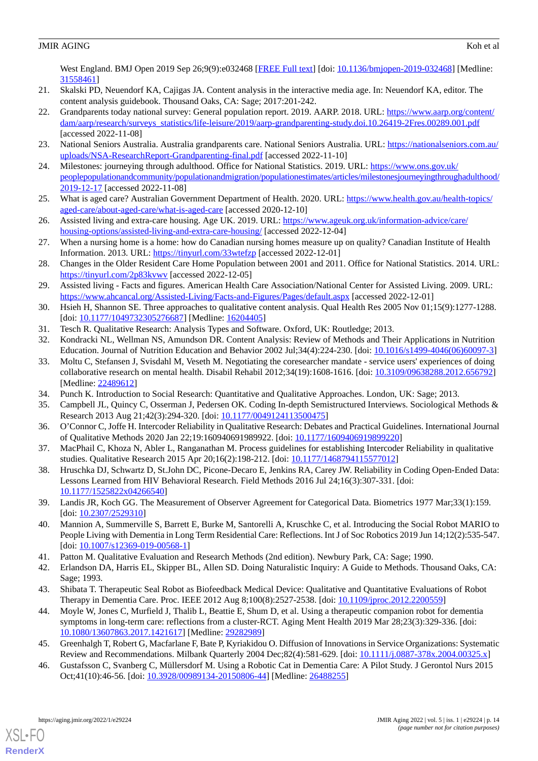West England. BMJ Open 2019 Sep 26;9(9):e032468 [FREE Full text] [doi: 10.1136/bmjopen-2019-032468] [Medline: 31558461]

21. Skalski PD, Neuendorf KA, Cajigas JA. Content analysis in the interactive media age. In: Neuendorf KA, editor. The content analysis guidebook. Thousand Oaks, CA: Sage; 2017:201-242.
22. Grandparents today national survey: General population report. 2019. AARP. 2018. URL: https://www.aarp.org/content/dam/aarp/research/surveys_statistics/life-leisure/2019/aarp-grandparenting-study.doi.10.26419-2Fres.00289.001.pdf [accessed 2022-11-08]
23. National Seniors Australia. Australia grandparents care. National Seniors Australia. URL: https://nationalseniors.com.au/uploads/NSA-ResearchReport-Grandparenting-final.pdf [accessed 2022-11-10]
24. Milestones: journeying through adulthood. Office for National Statistics. 2019. URL: https://www.ons.gov.uk/peoplepopulationandcommunity/populationandmigration/populationestimates/articles/milestonesjourneyingthroughadulthood/2019-12-17 [accessed 2022-11-08]
25. What is aged care? Australian Government Department of Health. 2020. URL: https://www.health.gov.au/health-topics/aged-care/about-aged-care/what-is-aged-care [accessed 2020-12-10]
26. Assisted living and extra-care housing. Age UK. 2019. URL: https://www.ageuk.org.uk/information-advice/care/housing-options/assisted-living-and-extra-care-housing/ [accessed 2022-12-04]
27. When a nursing home is a home: how do Canadian nursing homes measure up on quality? Canadian Institute of Health Information. 2013. URL: https://tinyurl.com/33wtefzp [accessed 2022-12-01]
28. Changes in the Older Resident Care Home Population between 2001 and 2011. Office for National Statistics. 2014. URL: https://tinyurl.com/2p83kvwv [accessed 2022-12-05]
29. Assisted living - Facts and figures. American Health Care Association/National Center for Assisted Living. 2009. URL: https://www.ahcancal.org/Assisted-Living/Facts-and-Figures/Pages/default.aspx [accessed 2022-12-01]
30. Hsieh H, Shannon SE. Three approaches to qualitative content analysis. Qual Health Res 2005 Nov 01;15(9):1277-1288. [doi: 10.1177/1049732305276687] [Medline: 16204405]
31. Tesch R. Qualitative Research: Analysis Types and Software. Oxford, UK: Routledge; 2013.
32. Kondracki NL, Wellman NS, Amundson DR. Content Analysis: Review of Methods and Their Applications in Nutrition Education. Journal of Nutrition Education and Behavior 2002 Jul;34(4):224-230. [doi: 10.1016/s1499-4046(06)60097-3]
33. Moltu C, Stefansen J, Svisdahl M, Veseth M. Negotiating the coresearcher mandate - service users' experiences of doing collaborative research on mental health. Disabil Rehabil 2012;34(19):1608-1616. [doi: 10.3109/09638288.2012.656792] [Medline: 22489612]
34. Punch K. Introduction to Social Research: Quantitative and Qualitative Approaches. London, UK: Sage; 2013.
35. Campbell JL, Quincy C, Osserman J, Pedersen OK. Coding In-depth Semistructured Interviews. Sociological Methods & Research 2013 Aug 21;42(3):294-320. [doi: 10.1177/0049124113500475]
36. O'Connor C, Joffe H. Intercoder Reliability in Qualitative Research: Debates and Practical Guidelines. International Journal of Qualitative Methods 2020 Jan 22;19:160940691989922. [doi: 10.1177/1609406919899220]
37. MacPhail C, Khoza N, Abler L, Ranganathan M. Process guidelines for establishing Intercoder Reliability in qualitative studies. Qualitative Research 2015 Apr 20;16(2):198-212. [doi: 10.1177/1468794115577012]
38. Hruschka DJ, Schwartz D, St.John DC, Picone-Decaro E, Jenkins RA, Carey JW. Reliability in Coding Open-Ended Data: Lessons Learned from HIV Behavioral Research. Field Methods 2016 Jul 24;16(3):307-331. [doi: 10.1177/1525822x04266540]
39. Landis JR, Koch GG. The Measurement of Observer Agreement for Categorical Data. Biometrics 1977 Mar;33(1):159. [doi: 10.2307/2529310]
40. Mannion A, Summerville S, Barrett E, Burke M, Santorelli A, Kruschke C, et al. Introducing the Social Robot MARIO to People Living with Dementia in Long Term Residential Care: Reflections. Int J of Soc Robotics 2019 Jun 14;12(2):535-547. [doi: 10.1007/s12369-019-00568-1]
41. Patton M. Qualitative Evaluation and Research Methods (2nd edition). Newbury Park, CA: Sage; 1990.
42. Erlandson DA, Harris EL, Skipper BL, Allen SD. Doing Naturalistic Inquiry: A Guide to Methods. Thousand Oaks, CA: Sage; 1993.
43. Shibata T. Therapeutic Seal Robot as Biofeedback Medical Device: Qualitative and Quantitative Evaluations of Robot Therapy in Dementia Care. Proc. IEEE 2012 Aug 8;100(8):2527-2538. [doi: 10.1109/jproc.2012.2200559]
44. Moyle W, Jones C, Murfield J, Thalib L, Beattie E, Shum D, et al. Using a therapeutic companion robot for dementia symptoms in long-term care: reflections from a cluster-RCT. Aging Ment Health 2019 Mar 28;23(3):329-336. [doi: 10.1080/13607863.2017.1421617] [Medline: 29282989]
45. Greenhalgh T, Robert G, Macfarlane F, Bate P, Kyriakidou O. Diffusion of Innovations in Service Organizations: Systematic Review and Recommendations. Milbank Quarterly 2004 Dec;82(4):581-629. [doi: 10.1111/j.0887-378x.2004.00325.x]
46. Gustafsson C, Svanberg C, Müllersdorf M. Using a Robotic Cat in Dementia Care: A Pilot Study. J Gerontol Nurs 2015 Oct;41(10):46-56. [doi: 10.3928/00989134-20150806-44] [Medline: 26488255]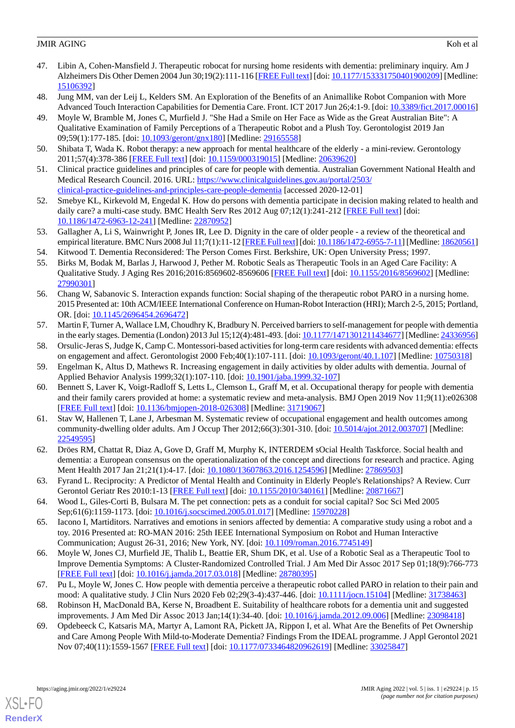47. Libin A, Cohen-Mansfield J. Therapeutic robocat for nursing home residents with dementia: preliminary inquiry. Am J Alzheimers Dis Other Demen 2004 Jun 30;19(2):111-116 [FREE Full text] [doi: 10.1177/153331750401900209] [Medline: 15106392]
48. Jung MM, van der Leij L, Kelders SM. An Exploration of the Benefits of an Animallike Robot Companion with More Advanced Touch Interaction Capabilities for Dementia Care. Front. ICT 2017 Jun 26;4:1-9. [doi: 10.3389/fict.2017.00016]
49. Moyle W, Bramble M, Jones C, Murfield J. "She Had a Smile on Her Face as Wide as the Great Australian Bite": A Qualitative Examination of Family Perceptions of a Therapeutic Robot and a Plush Toy. Gerontologist 2019 Jan 09;59(1):177-185. [doi: 10.1093/geront/gnx180] [Medline: 29165558]
50. Shibata T, Wada K. Robot therapy: a new approach for mental healthcare of the elderly - a mini-review. Gerontology 2011;57(4):378-386 [FREE Full text] [doi: 10.1159/000319015] [Medline: 20639620]
51. Clinical practice guidelines and principles of care for people with dementia. Australian Government National Health and Medical Research Council. 2016. URL: https://www.clinicalguidelines.gov.au/portal/2503/clinical-practice-guidelines-and-principles-care-people-dementia [accessed 2020-12-01]
52. Smebye KL, Kirkevold M, Engedal K. How do persons with dementia participate in decision making related to health and daily care? a multi-case study. BMC Health Serv Res 2012 Aug 07;12(1):241-212 [FREE Full text] [doi: 10.1186/1472-6963-12-241] [Medline: 22870952]
53. Gallagher A, Li S, Wainwright P, Jones IR, Lee D. Dignity in the care of older people - a review of the theoretical and empirical literature. BMC Nurs 2008 Jul 11;7(1):11-12 [FREE Full text] [doi: 10.1186/1472-6955-7-11] [Medline: 18620561]
54. Kitwood T. Dementia Reconsidered: The Person Comes First. Berkshire, UK: Open University Press; 1997.
55. Birks M, Bodak M, Barlas J, Harwood J, Pether M. Robotic Seals as Therapeutic Tools in an Aged Care Facility: A Qualitative Study. J Aging Res 2016;2016:8569602-8569606 [FREE Full text] [doi: 10.1155/2016/8569602] [Medline: 27990301]
56. Chang W, Sabanovic S. Interaction expands function: Social shaping of the therapeutic robot PARO in a nursing home. 2015 Presented at: 10th ACM/IEEE International Conference on Human-Robot Interaction (HRI); March 2-5, 2015; Portland, OR. [doi: 10.1145/2696454.2696472]
57. Martin F, Turner A, Wallace LM, Choudhry K, Bradbury N. Perceived barriers to self-management for people with dementia in the early stages. Dementia (London) 2013 Jul 15;12(4):481-493. [doi: 10.1177/1471301211434677] [Medline: 24336956]
58. Orsulic-Jeras S, Judge K, Camp C. Montessori-based activities for long-term care residents with advanced dementia: effects on engagement and affect. Gerontologist 2000 Feb;40(1):107-111. [doi: 10.1093/geront/40.1.107] [Medline: 10750318]
59. Engelman K, Altus D, Mathews R. Increasing engagement in daily activities by older adults with dementia. Journal of Applied Behavior Analysis 1999;32(1):107-110. [doi: 10.1901/jaba.1999.32-107]
60. Bennett S, Laver K, Voigt-Radloff S, Letts L, Clemson L, Graff M, et al. Occupational therapy for people with dementia and their family carers provided at home: a systematic review and meta-analysis. BMJ Open 2019 Nov 11;9(11):e026308 [FREE Full text] [doi: 10.1136/bmjopen-2018-026308] [Medline: 31719067]
61. Stav W, Hallenen T, Lane J, Arbesman M. Systematic review of occupational engagement and health outcomes among community-dwelling older adults. Am J Occup Ther 2012;66(3):301-310. [doi: 10.5014/ajot.2012.003707] [Medline: 22549595]
62. Dröes RM, Chattat R, Diaz A, Gove D, Graff M, Murphy K, INTERDEM sOcial Health Taskforce. Social health and dementia: a European consensus on the operationalization of the concept and directions for research and practice. Aging Ment Health 2017 Jan 21;21(1):4-17. [doi: 10.1080/13607863.2016.1254596] [Medline: 27869503]
63. Fyrand L. Reciprocity: A Predictor of Mental Health and Continuity in Elderly People's Relationships? A Review. Curr Gerontol Geriatr Res 2010:1-13 [FREE Full text] [doi: 10.1155/2010/340161] [Medline: 20871667]
64. Wood L, Giles-Corti B, Bulsara M. The pet connection: pets as a conduit for social capital? Soc Sci Med 2005 Sep;61(6):1159-1173. [doi: 10.1016/j.socscimed.2005.01.017] [Medline: 15970228]
65. Iacono I, Martiditors. Narratives and emotions in seniors affected by dementia: A comparative study using a robot and a toy. 2016 Presented at: RO-MAN 2016: 25th IEEE International Symposium on Robot and Human Interactive Communication; August 26-31, 2016; New York, NY. [doi: 10.1109/roman.2016.7745149]
66. Moyle W, Jones CJ, Murfield JE, Thalib L, Beattie ER, Shum DK, et al. Use of a Robotic Seal as a Therapeutic Tool to Improve Dementia Symptoms: A Cluster-Randomized Controlled Trial. J Am Med Dir Assoc 2017 Sep 01;18(9):766-773 [FREE Full text] [doi: 10.1016/j.jamda.2017.03.018] [Medline: 28780395]
67. Pu L, Moyle W, Jones C. How people with dementia perceive a therapeutic robot called PARO in relation to their pain and mood: A qualitative study. J Clin Nurs 2020 Feb 02;29(3-4):437-446. [doi: 10.1111/jocn.15104] [Medline: 31738463]
68. Robinson H, MacDonald BA, Kerse N, Broadbent E. Suitability of healthcare robots for a dementia unit and suggested improvements. J Am Med Dir Assoc 2013 Jan;14(1):34-40. [doi: 10.1016/j.jamda.2012.09.006] [Medline: 23098418]
69. Opdebeeck C, Katsaris MA, Martyr A, Lamont RA, Pickett JA, Rippon I, et al. What Are the Benefits of Pet Ownership and Care Among People With Mild-to-Moderate Dementia? Findings From the IDEAL programme. J Appl Gerontol 2021 Nov 07;40(11):1559-1567 [FREE Full text] [doi: 10.1177/0733464820962619] [Medline: 33025847]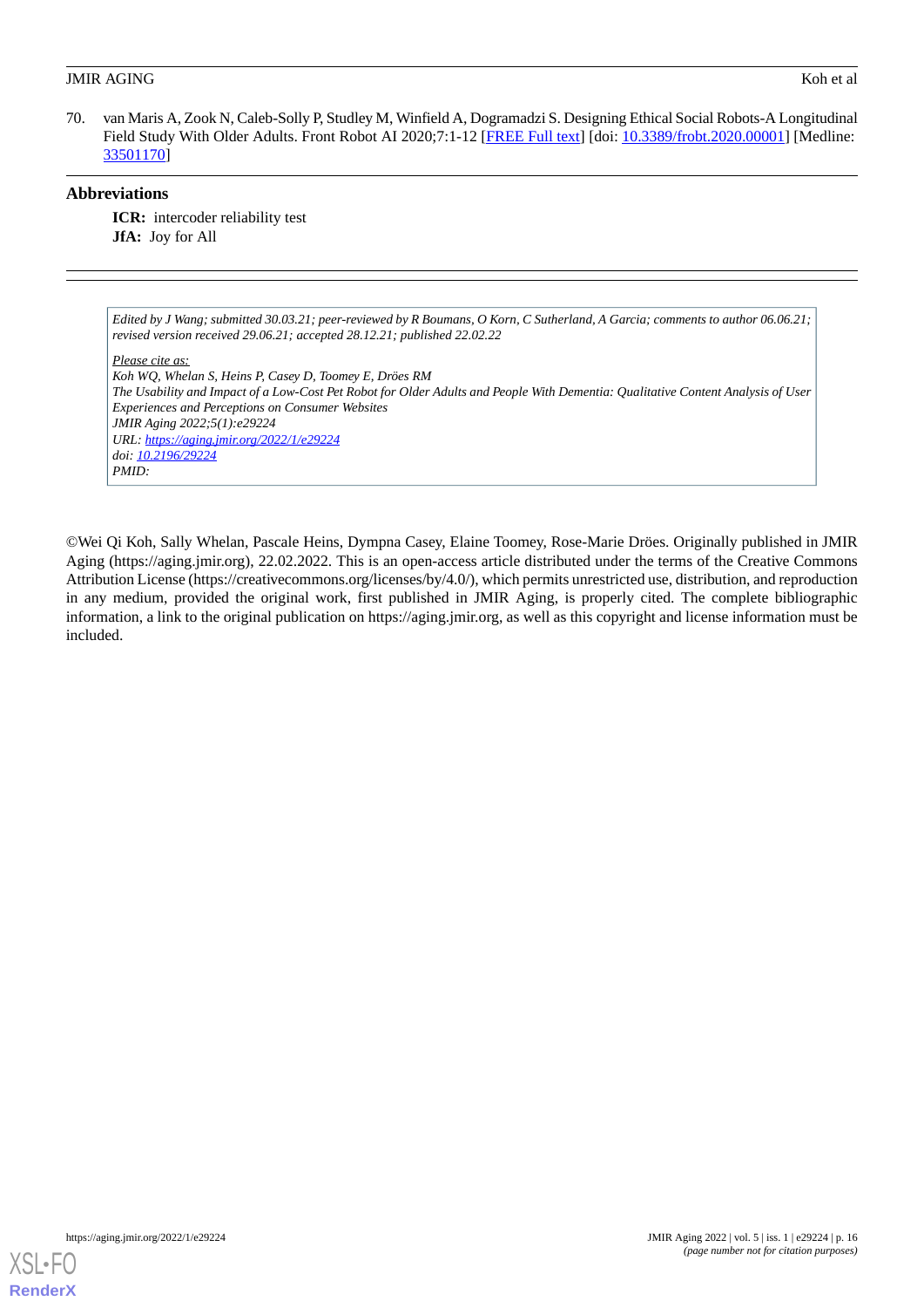70. van Maris A, Zook N, Caleb-Solly P, Studley M, Winfield A, Dogramadzi S. Designing Ethical Social Robots-A Longitudinal Field Study With Older Adults. Front Robot AI 2020;7:1-12 [FREE Full text] [doi: 10.3389/frobt.2020.00001] [Medline: 33501170]

## Abbreviations

**ICR:** intercoder reliability test
**JfA:** Joy for All

---

*Edited by J Wang; submitted 30.03.21; peer-reviewed by R Boumans, O Korn, C Sutherland, A Garcia; comments to author 06.06.21; revised version received 29.06.21; accepted 28.12.21; published 22.02.22*

*Please cite as:*
*Koh WQ, Whelan S, Heins P, Casey D, Toomey E, Dröes RM*
*The Usability and Impact of a Low-Cost Pet Robot for Older Adults and People With Dementia: Qualitative Content Analysis of User Experiences and Perceptions on Consumer Websites*
*JMIR Aging 2022;5(1):e29224*
*URL: https://aging.jmir.org/2022/1/e29224*
*doi: 10.2196/29224*
*PMID:*

©Wei Qi Koh, Sally Whelan, Pascale Heins, Dympna Casey, Elaine Toomey, Rose-Marie Dröes. Originally published in JMIR Aging (https://aging.jmir.org), 22.02.2022. This is an open-access article distributed under the terms of the Creative Commons Attribution License (https://creativecommons.org/licenses/by/4.0/), which permits unrestricted use, distribution, and reproduction in any medium, provided the original work, first published in JMIR Aging, is properly cited. The complete bibliographic information, a link to the original publication on https://aging.jmir.org, as well as this copyright and license information must be included.